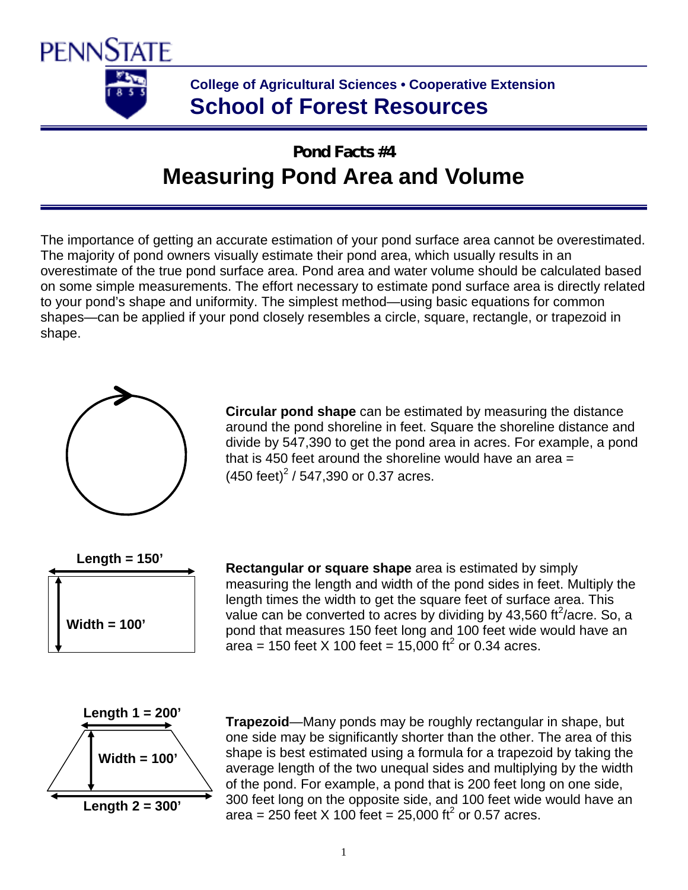PENNSTATE

College of Agricultural Sciences • Cooperative Extension

**School of Forest Resources**

**Pond Facts #4**

# Measuring Pond Area and Volume

The importance of getting an accurate estimation of your pond surface area cannot be overestimated. The majority of pond owners visually estimate their pond area, which usually results in an overestimate of the true pond surface area. Pond area and water volume should be calculated based on some simple measurements. The effort necessary to estimate pond surface area is directly related to your pond's shape and uniformity. The simplest method—using basic equations for common shapes—can be applied if your pond closely resembles a circle, square, rectangle, or trapezoid in shape.

**Circular pond shape** can be estimated by measuring the distance around the pond shoreline in feet. Square the shoreline distance and divide by 547,390 to get the pond area in acres. For example, a pond that is 450 feet around the shoreline would have an area = $(450 \text{ feet})^2$ / 547,390 or 0.37 acres.

Length = 150'

Width = 100'

**Rectangular or square shape** area is estimated by simply measuring the length and width of the pond sides in feet. Multiply the length times the width to get the square feet of surface area. This value can be converted to acres by dividing by 43,560 $\text{ft}^2$/acre. So, a pond that measures 150 feet long and 100 feet wide would have an area = 150 feet X 100 feet = 15,000 $\text{ft}^2$ or 0.34 acres.

Length 1 = 200'

Width = 100'

Length 2 = 300'

**Trapezoid**—Many ponds may be roughly rectangular in shape, but one side may be significantly shorter than the other. The area of this shape is best estimated using a formula for a trapezoid by taking the average length of the two unequal sides and multiplying by the width of the pond. For example, a pond that is 200 feet long on one side, 300 feet long on the opposite side, and 100 feet wide would have an area = 250 feet X 100 feet = 25,000 $\text{ft}^2$ or 0.57 acres.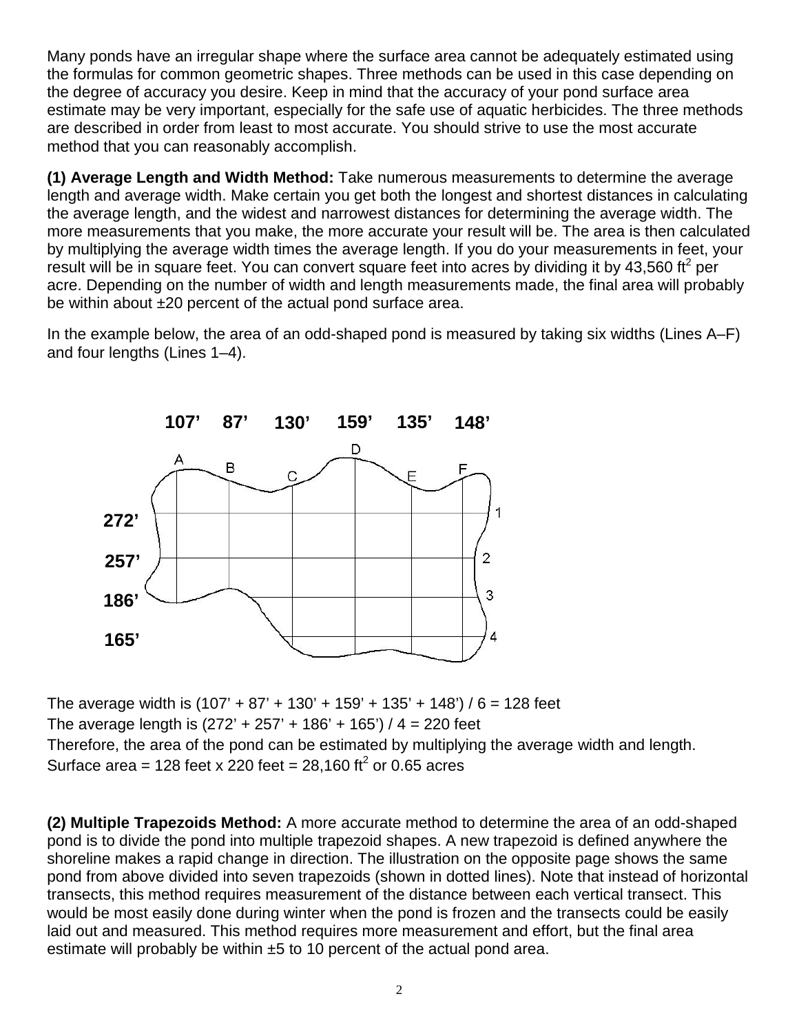Many ponds have an irregular shape where the surface area cannot be adequately estimated using the formulas for common geometric shapes. Three methods can be used in this case depending on the degree of accuracy you desire. Keep in mind that the accuracy of your pond surface area estimate may be very important, especially for the safe use of aquatic herbicides. The three methods are described in order from least to most accurate. You should strive to use the most accurate method that you can reasonably accomplish.

**(1) Average Length and Width Method:** Take numerous measurements to determine the average length and average width. Make certain you get both the longest and shortest distances in calculating the average length, and the widest and narrowest distances for determining the average width. The more measurements that you make, the more accurate your result will be. The area is then calculated by multiplying the average width times the average length. If you do your measurements in feet, your result will be in square feet. You can convert square feet into acres by dividing it by 43,560 $ft^2$ per acre. Depending on the number of width and length measurements made, the final area will probably be within about ±20 percent of the actual pond surface area.

In the example below, the area of an odd-shaped pond is measured by taking six widths (Lines A–F) and four lengths (Lines 1–4).

The average width is (107' + 87' + 130' + 159' + 135' + 148') / 6 = 128 feet

The average length is (272' + 257' + 186' + 165') / 4 = 220 feet

Therefore, the area of the pond can be estimated by multiplying the average width and length.

Surface area = 128 feet x 220 feet = 28,160 $ft^2$ or 0.65 acres

**(2) Multiple Trapezoids Method:** A more accurate method to determine the area of an odd-shaped pond is to divide the pond into multiple trapezoid shapes. A new trapezoid is defined anywhere the shoreline makes a rapid change in direction. The illustration on the opposite page shows the same pond from above divided into seven trapezoids (shown in dotted lines). Note that instead of horizontal transects, this method requires measurement of the distance between each vertical transect. This would be most easily done during winter when the pond is frozen and the transects could be easily laid out and measured. This method requires more measurement and effort, but the final area estimate will probably be within ±5 to 10 percent of the actual pond area.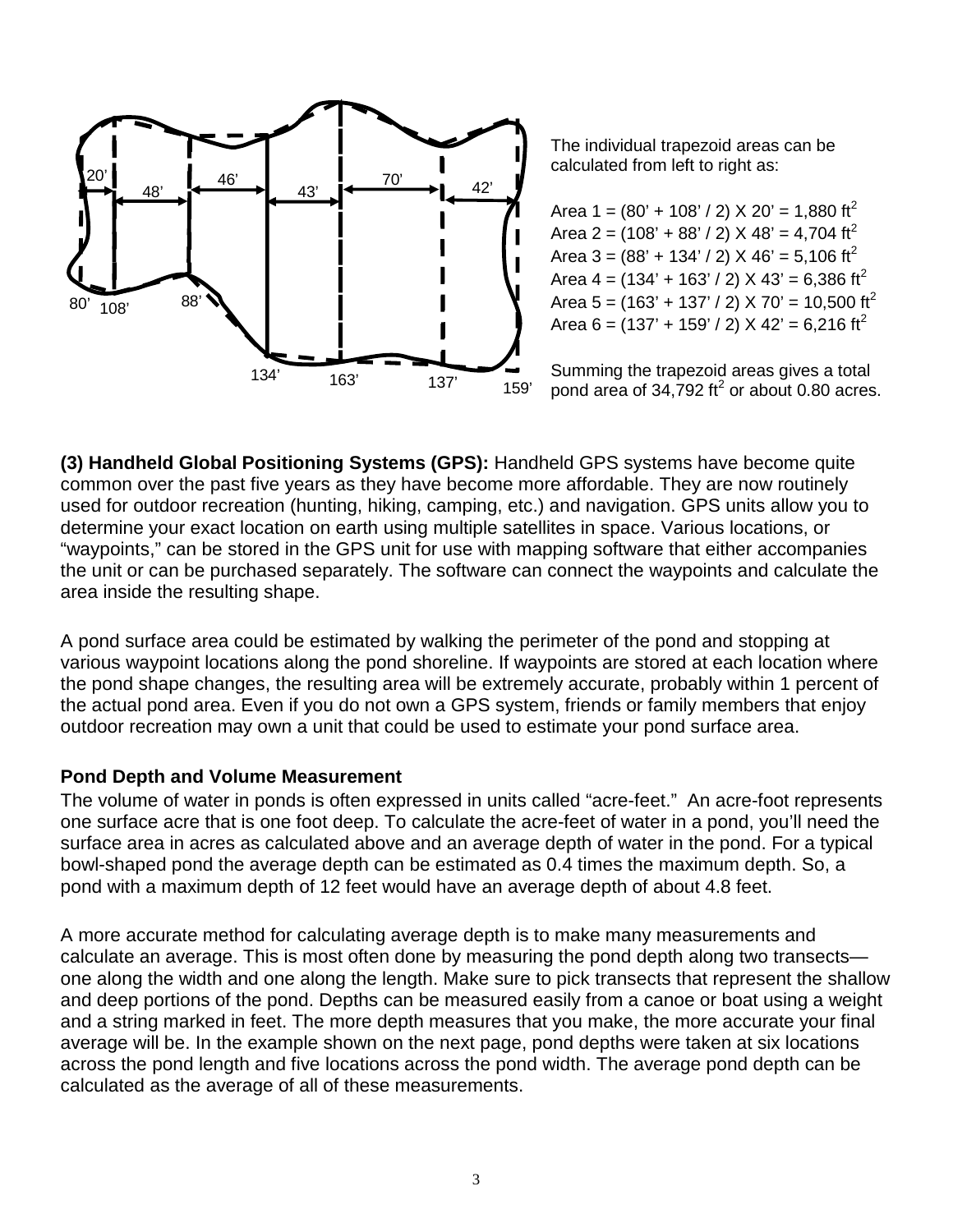The individual trapezoid areas can be calculated from left to right as:

Area 1 = (80' + 108' / 2) X 20' = 1,880 $ft^2$
Area 2 = (108' + 88' / 2) X 48' = 4,704 $ft^2$
Area 3 = (88' + 134' / 2) X 46' = 5,106 $ft^2$
Area 4 = (134' + 163' / 2) X 43' = 6,386 $ft^2$
Area 5 = (163' + 137' / 2) X 70' = 10,500 $ft^2$
Area 6 = (137' + 159' / 2) X 42' = 6,216 $ft^2$

Summing the trapezoid areas gives a total pond area of 34,792 $ft^2$ or about 0.80 acres.

**(3) Handheld Global Positioning Systems (GPS):** Handheld GPS systems have become quite common over the past five years as they have become more affordable. They are now routinely used for outdoor recreation (hunting, hiking, camping, etc.) and navigation. GPS units allow you to determine your exact location on earth using multiple satellites in space. Various locations, or "waypoints," can be stored in the GPS unit for use with mapping software that either accompanies the unit or can be purchased separately. The software can connect the waypoints and calculate the area inside the resulting shape.

A pond surface area could be estimated by walking the perimeter of the pond and stopping at various waypoint locations along the pond shoreline. If waypoints are stored at each location where the pond shape changes, the resulting area will be extremely accurate, probably within 1 percent of the actual pond area. Even if you do not own a GPS system, friends or family members that enjoy outdoor recreation may own a unit that could be used to estimate your pond surface area.

**Pond Depth and Volume Measurement**

The volume of water in ponds is often expressed in units called "acre-feet." An acre-foot represents one surface acre that is one foot deep. To calculate the acre-feet of water in a pond, you'll need the surface area in acres as calculated above and an average depth of water in the pond. For a typical bowl-shaped pond the average depth can be estimated as 0.4 times the maximum depth. So, a pond with a maximum depth of 12 feet would have an average depth of about 4.8 feet.

A more accurate method for calculating average depth is to make many measurements and calculate an average. This is most often done by measuring the pond depth along two transects—one along the width and one along the length. Make sure to pick transects that represent the shallow and deep portions of the pond. Depths can be measured easily from a canoe or boat using a weight and a string marked in feet. The more depth measures that you make, the more accurate your final average will be. In the example shown on the next page, pond depths were taken at six locations across the pond length and five locations across the pond width. The average pond depth can be calculated as the average of all of these measurements.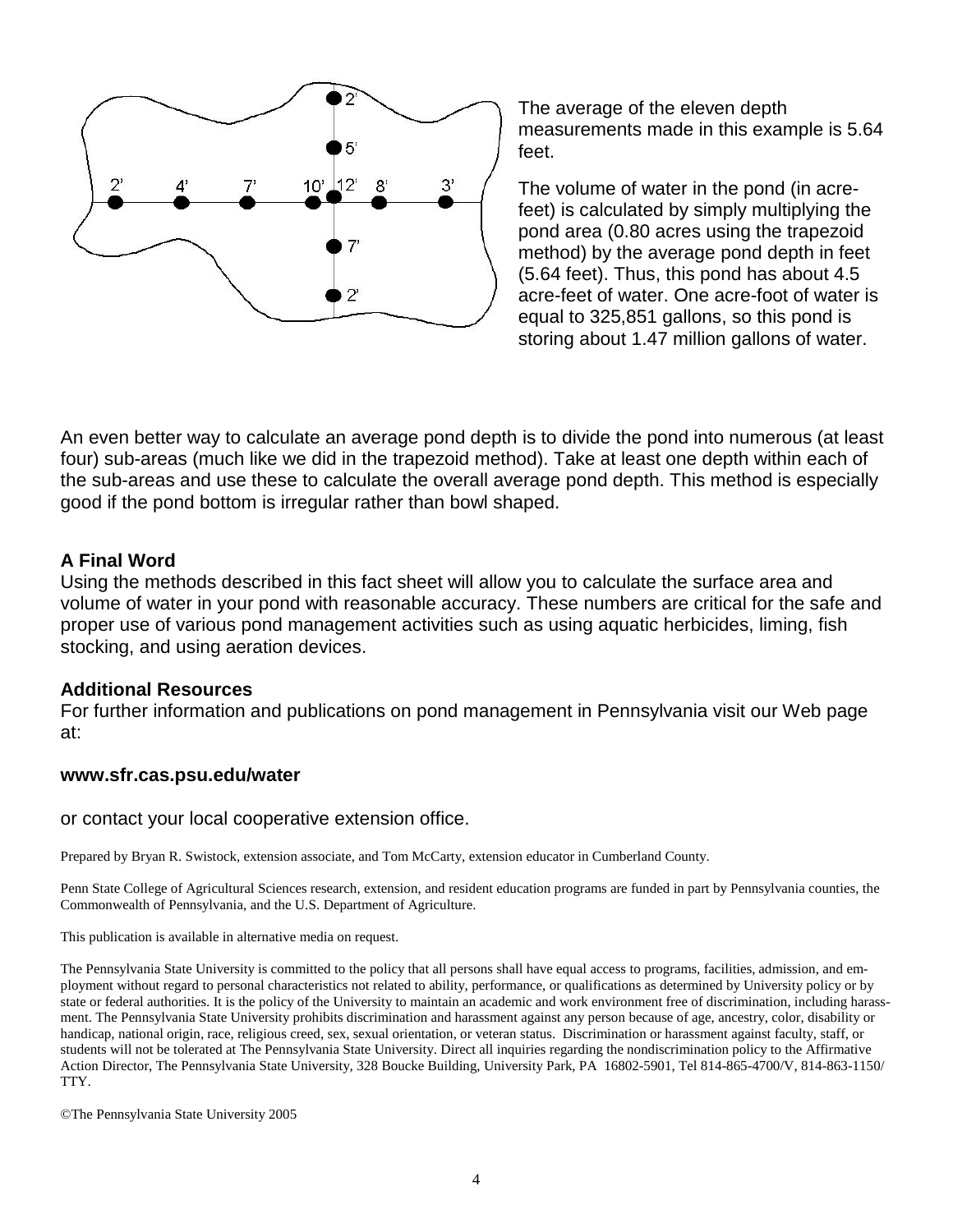2'

5'

2' 4' 7' 10' 12' 8' 3'

7'

2'

The average of the eleven depth measurements made in this example is 5.64 feet.

The volume of water in the pond (in acre-feet) is calculated by simply multiplying the pond area (0.80 acres using the trapezoid method) by the average pond depth in feet (5.64 feet). Thus, this pond has about 4.5 acre-feet of water. One acre-foot of water is equal to 325,851 gallons, so this pond is storing about 1.47 million gallons of water.

An even better way to calculate an average pond depth is to divide the pond into numerous (at least four) sub-areas (much like we did in the trapezoid method). Take at least one depth within each of the sub-areas and use these to calculate the overall average pond depth. This method is especially good if the pond bottom is irregular rather than bowl shaped.

## A Final Word

Using the methods described in this fact sheet will allow you to calculate the surface area and volume of water in your pond with reasonable accuracy. These numbers are critical for the safe and proper use of various pond management activities such as using aquatic herbicides, liming, fish stocking, and using aeration devices.

## Additional Resources

For further information and publications on pond management in Pennsylvania visit our Web page at:

**www.sfr.cas.psu.edu/water**

or contact your local cooperative extension office.

Prepared by Bryan R. Swistock, extension associate, and Tom McCarty, extension educator in Cumberland County.

Penn State College of Agricultural Sciences research, extension, and resident education programs are funded in part by Pennsylvania counties, the Commonwealth of Pennsylvania, and the U.S. Department of Agriculture.

This publication is available in alternative media on request.

The Pennsylvania State University is committed to the policy that all persons shall have equal access to programs, facilities, admission, and employment without regard to personal characteristics not related to ability, performance, or qualifications as determined by University policy or by state or federal authorities. It is the policy of the University to maintain an academic and work environment free of discrimination, including harassment. The Pennsylvania State University prohibits discrimination and harassment against any person because of age, ancestry, color, disability or handicap, national origin, race, religious creed, sex, sexual orientation, or veteran status. Discrimination or harassment against faculty, staff, or students will not be tolerated at The Pennsylvania State University. Direct all inquiries regarding the nondiscrimination policy to the Affirmative Action Director, The Pennsylvania State University, 328 Boucke Building, University Park, PA 16802-5901, Tel 814-865-4700/V, 814-863-1150/TTY.

©The Pennsylvania State University 2005